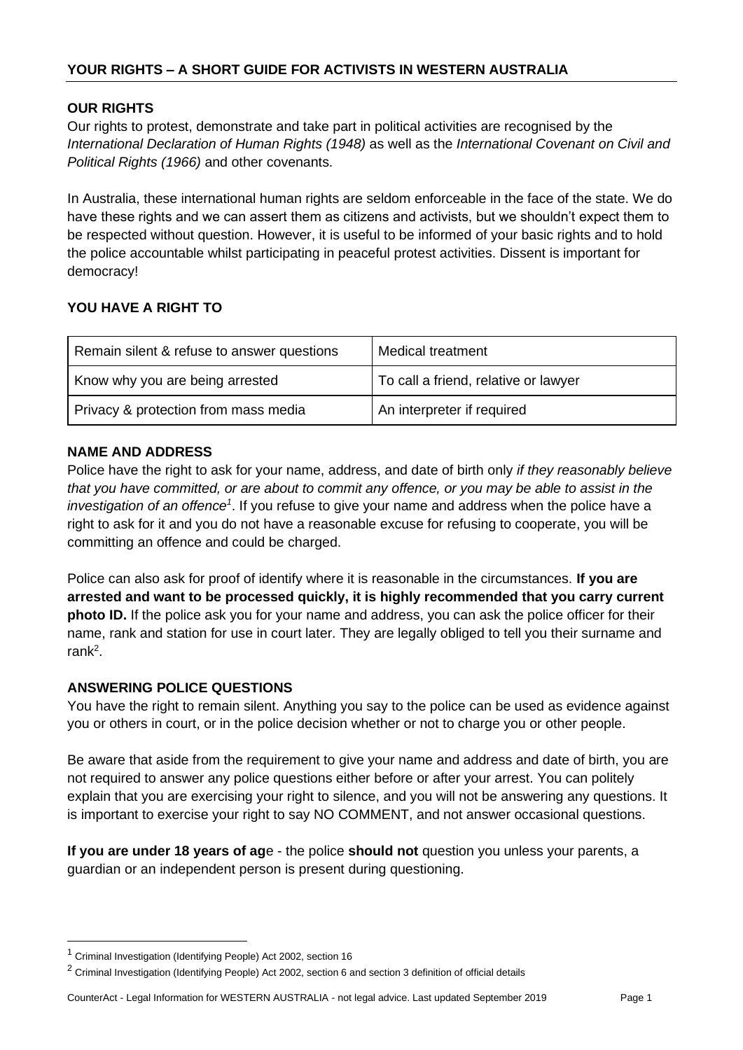## YOUR RIGHTS – A SHORT GUIDE FOR ACTIVISTS IN WESTERN AUSTRALIA

### OUR RIGHTS

Our rights to protest, demonstrate and take part in political activities are recognised by the *International Declaration of Human Rights (1948)* as well as the *International Covenant on Civil and Political Rights (1966)* and other covenants.

In Australia, these international human rights are seldom enforceable in the face of the state. We do have these rights and we can assert them as citizens and activists, but we shouldn't expect them to be respected without question. However, it is useful to be informed of your basic rights and to hold the police accountable whilst participating in peaceful protest activities. Dissent is important for democracy!

### YOU HAVE A RIGHT TO

| Remain silent & refuse to answer questions | Medical treatment |
|---|---|
| Know why you are being arrested | To call a friend, relative or lawyer |
| Privacy & protection from mass media | An interpreter if required |

### NAME AND ADDRESS

Police have the right to ask for your name, address, and date of birth only *if they reasonably believe that you have committed, or are about to commit any offence, or you may be able to assist in the investigation of an offence*[1]. If you refuse to give your name and address when the police have a right to ask for it and you do not have a reasonable excuse for refusing to cooperate, you will be committing an offence and could be charged.

Police can also ask for proof of identify where it is reasonable in the circumstances. **If you are arrested and want to be processed quickly, it is highly recommended that you carry current photo ID.** If the police ask you for your name and address, you can ask the police officer for their name, rank and station for use in court later. They are legally obliged to tell you their surname and rank[2].

### ANSWERING POLICE QUESTIONS

You have the right to remain silent. Anything you say to the police can be used as evidence against you or others in court, or in the police decision whether or not to charge you or other people.

Be aware that aside from the requirement to give your name and address and date of birth, you are not required to answer any police questions either before or after your arrest. You can politely explain that you are exercising your right to silence, and you will not be answering any questions. It is important to exercise your right to say NO COMMENT, and not answer occasional questions.

**If you are under 18 years of ag**e - the police **should not** question you unless your parents, a guardian or an independent person is present during questioning.

---

[1] Criminal Investigation (Identifying People) Act 2002, section 16

[2] Criminal Investigation (Identifying People) Act 2002, section 6 and section 3 definition of official details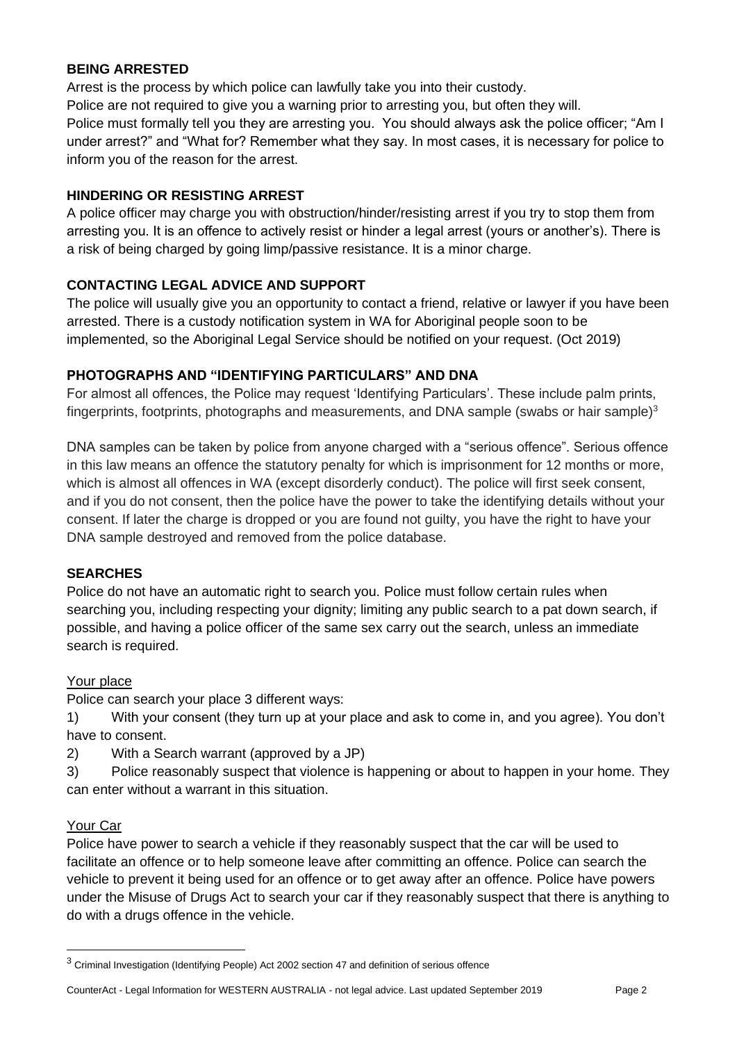## BEING ARRESTED

Arrest is the process by which police can lawfully take you into their custody.

Police are not required to give you a warning prior to arresting you, but often they will.

Police must formally tell you they are arresting you. You should always ask the police officer; "Am I under arrest?" and "What for? Remember what they say. In most cases, it is necessary for police to inform you of the reason for the arrest.

## HINDERING OR RESISTING ARREST

A police officer may charge you with obstruction/hinder/resisting arrest if you try to stop them from arresting you. It is an offence to actively resist or hinder a legal arrest (yours or another's). There is a risk of being charged by going limp/passive resistance. It is a minor charge.

## CONTACTING LEGAL ADVICE AND SUPPORT

The police will usually give you an opportunity to contact a friend, relative or lawyer if you have been arrested. There is a custody notification system in WA for Aboriginal people soon to be implemented, so the Aboriginal Legal Service should be notified on your request. (Oct 2019)

## PHOTOGRAPHS AND "IDENTIFYING PARTICULARS" AND DNA

For almost all offences, the Police may request 'Identifying Particulars'. These include palm prints, fingerprints, footprints, photographs and measurements, and DNA sample (swabs or hair sample)[3]

DNA samples can be taken by police from anyone charged with a "serious offence". Serious offence in this law means an offence the statutory penalty for which is imprisonment for 12 months or more, which is almost all offences in WA (except disorderly conduct). The police will first seek consent, and if you do not consent, then the police have the power to take the identifying details without your consent. If later the charge is dropped or you are found not guilty, you have the right to have your DNA sample destroyed and removed from the police database.

## SEARCHES

Police do not have an automatic right to search you. Police must follow certain rules when searching you, including respecting your dignity; limiting any public search to a pat down search, if possible, and having a police officer of the same sex carry out the search, unless an immediate search is required.

### Your place

Police can search your place 3 different ways:

1) With your consent (they turn up at your place and ask to come in, and you agree). You don't have to consent.
2) With a Search warrant (approved by a JP)
3) Police reasonably suspect that violence is happening or about to happen in your home. They can enter without a warrant in this situation.

### Your Car

Police have power to search a vehicle if they reasonably suspect that the car will be used to facilitate an offence or to help someone leave after committing an offence. Police can search the vehicle to prevent it being used for an offence or to get away after an offence. Police have powers under the Misuse of Drugs Act to search your car if they reasonably suspect that there is anything to do with a drugs offence in the vehicle.

---

[3] Criminal Investigation (Identifying People) Act 2002 section 47 and definition of serious offence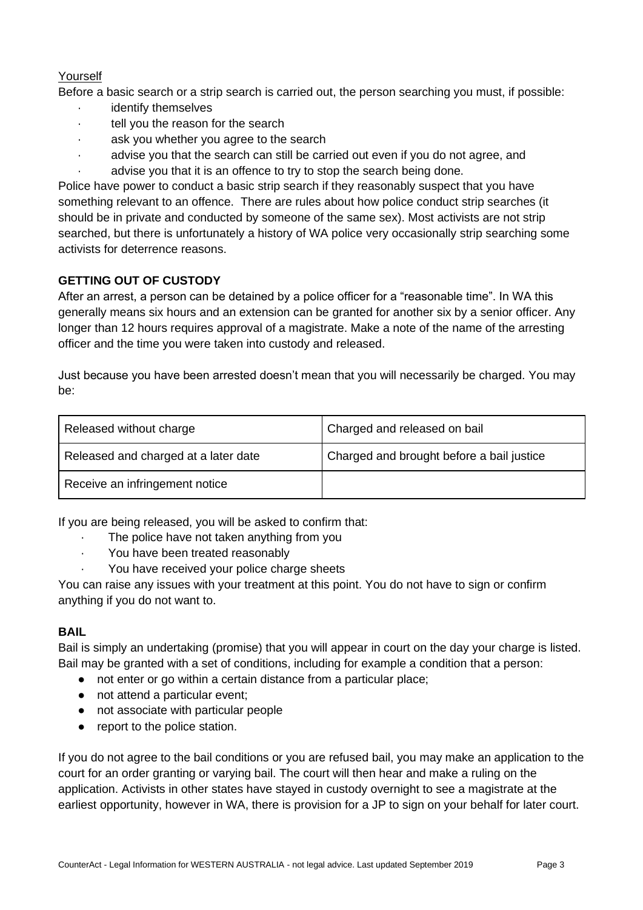Yourself

Before a basic search or a strip search is carried out, the person searching you must, if possible:

- identify themselves
- tell you the reason for the search
- ask you whether you agree to the search
- advise you that the search can still be carried out even if you do not agree, and
- advise you that it is an offence to try to stop the search being done.

Police have power to conduct a basic strip search if they reasonably suspect that you have something relevant to an offence. There are rules about how police conduct strip searches (it should be in private and conducted by someone of the same sex). Most activists are not strip searched, but there is unfortunately a history of WA police very occasionally strip searching some activists for deterrence reasons.

## GETTING OUT OF CUSTODY

After an arrest, a person can be detained by a police officer for a "reasonable time". In WA this generally means six hours and an extension can be granted for another six by a senior officer. Any longer than 12 hours requires approval of a magistrate. Make a note of the name of the arresting officer and the time you were taken into custody and released.

Just because you have been arrested doesn't mean that you will necessarily be charged. You may be:

| | |
|---|---|
| Released without charge | Charged and released on bail |
| Released and charged at a later date | Charged and brought before a bail justice |
| Receive an infringement notice | |

If you are being released, you will be asked to confirm that:

- The police have not taken anything from you
- You have been treated reasonably
- You have received your police charge sheets

You can raise any issues with your treatment at this point. You do not have to sign or confirm anything if you do not want to.

## BAIL

Bail is simply an undertaking (promise) that you will appear in court on the day your charge is listed. Bail may be granted with a set of conditions, including for example a condition that a person:

- not enter or go within a certain distance from a particular place;
- not attend a particular event;
- not associate with particular people
- report to the police station.

If you do not agree to the bail conditions or you are refused bail, you may make an application to the court for an order granting or varying bail. The court will then hear and make a ruling on the application. Activists in other states have stayed in custody overnight to see a magistrate at the earliest opportunity, however in WA, there is provision for a JP to sign on your behalf for later court.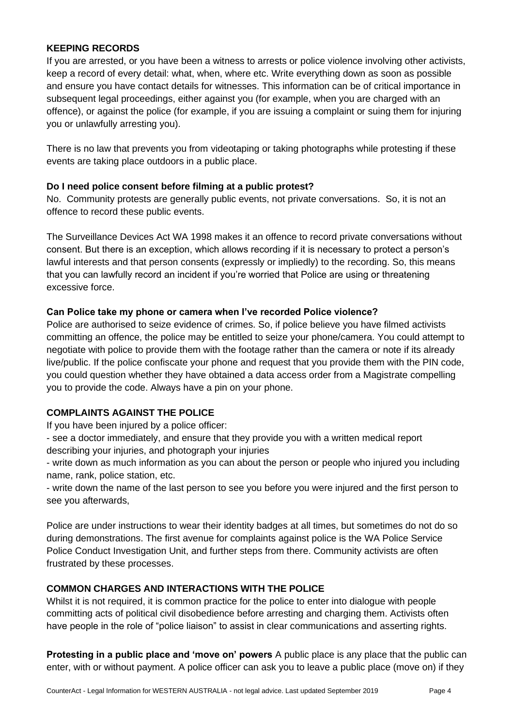## KEEPING RECORDS

If you are arrested, or you have been a witness to arrests or police violence involving other activists, keep a record of every detail: what, when, where etc. Write everything down as soon as possible and ensure you have contact details for witnesses. This information can be of critical importance in subsequent legal proceedings, either against you (for example, when you are charged with an offence), or against the police (for example, if you are issuing a complaint or suing them for injuring you or unlawfully arresting you).

There is no law that prevents you from videotaping or taking photographs while protesting if these events are taking place outdoors in a public place.

### Do I need police consent before filming at a public protest?

No. Community protests are generally public events, not private conversations. So, it is not an offence to record these public events.

The Surveillance Devices Act WA 1998 makes it an offence to record private conversations without consent. But there is an exception, which allows recording if it is necessary to protect a person's lawful interests and that person consents (expressly or impliedly) to the recording. So, this means that you can lawfully record an incident if you're worried that Police are using or threatening excessive force.

### Can Police take my phone or camera when I've recorded Police violence?

Police are authorised to seize evidence of crimes. So, if police believe you have filmed activists committing an offence, the police may be entitled to seize your phone/camera. You could attempt to negotiate with police to provide them with the footage rather than the camera or note if its already live/public. If the police confiscate your phone and request that you provide them with the PIN code, you could question whether they have obtained a data access order from a Magistrate compelling you to provide the code. Always have a pin on your phone.

## COMPLAINTS AGAINST THE POLICE

If you have been injured by a police officer:

- see a doctor immediately, and ensure that they provide you with a written medical report describing your injuries, and photograph your injuries
- write down as much information as you can about the person or people who injured you including name, rank, police station, etc.
- write down the name of the last person to see you before you were injured and the first person to see you afterwards,

Police are under instructions to wear their identity badges at all times, but sometimes do not do so during demonstrations. The first avenue for complaints against police is the WA Police Service Police Conduct Investigation Unit, and further steps from there. Community activists are often frustrated by these processes.

## COMMON CHARGES AND INTERACTIONS WITH THE POLICE

Whilst it is not required, it is common practice for the police to enter into dialogue with people committing acts of political civil disobedience before arresting and charging them. Activists often have people in the role of "police liaison" to assist in clear communications and asserting rights.

**Protesting in a public place and 'move on' powers** A public place is any place that the public can enter, with or without payment. A police officer can ask you to leave a public place (move on) if they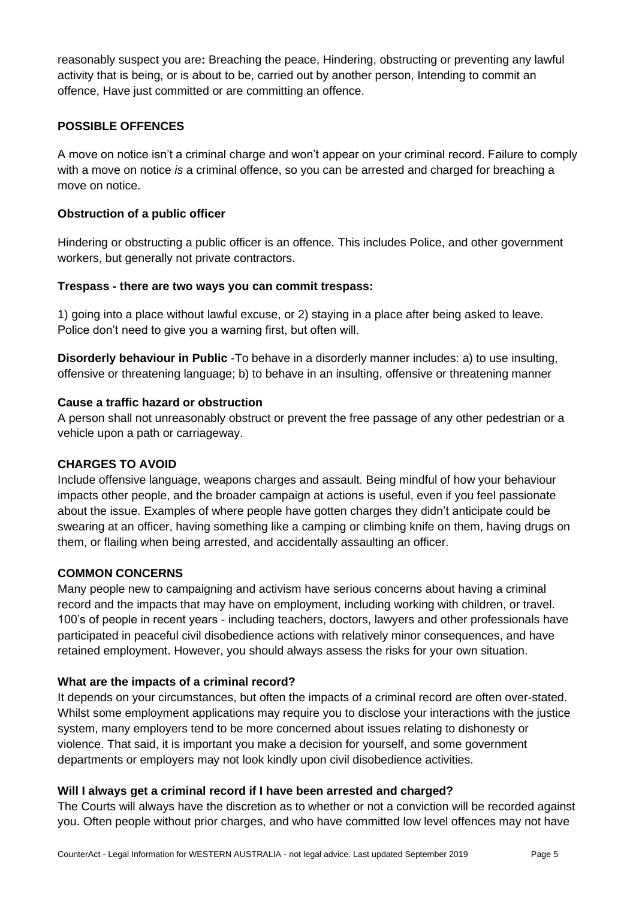reasonably suspect you are**:** Breaching the peace, Hindering, obstructing or preventing any lawful activity that is being, or is about to be, carried out by another person, Intending to commit an offence, Have just committed or are committing an offence.

## POSSIBLE OFFENCES

A move on notice isn't a criminal charge and won't appear on your criminal record. Failure to comply with a move on notice *is* a criminal offence, so you can be arrested and charged for breaching a move on notice.

### Obstruction of a public officer

Hindering or obstructing a public officer is an offence. This includes Police, and other government workers, but generally not private contractors.

### Trespass - there are two ways you can commit trespass:

1) going into a place without lawful excuse, or 2) staying in a place after being asked to leave. Police don't need to give you a warning first, but often will.

**Disorderly behaviour in Public** -To behave in a disorderly manner includes: a) to use insulting, offensive or threatening language; b) to behave in an insulting, offensive or threatening manner

### Cause a traffic hazard or obstruction

A person shall not unreasonably obstruct or prevent the free passage of any other pedestrian or a vehicle upon a path or carriageway.

## CHARGES TO AVOID

Include offensive language, weapons charges and assault. Being mindful of how your behaviour impacts other people, and the broader campaign at actions is useful, even if you feel passionate about the issue. Examples of where people have gotten charges they didn't anticipate could be swearing at an officer, having something like a camping or climbing knife on them, having drugs on them, or flailing when being arrested, and accidentally assaulting an officer.

## COMMON CONCERNS

Many people new to campaigning and activism have serious concerns about having a criminal record and the impacts that may have on employment, including working with children, or travel. 100's of people in recent years - including teachers, doctors, lawyers and other professionals have participated in peaceful civil disobedience actions with relatively minor consequences, and have retained employment. However, you should always assess the risks for your own situation.

### What are the impacts of a criminal record?

It depends on your circumstances, but often the impacts of a criminal record are often over-stated. Whilst some employment applications may require you to disclose your interactions with the justice system, many employers tend to be more concerned about issues relating to dishonesty or violence. That said, it is important you make a decision for yourself, and some government departments or employers may not look kindly upon civil disobedience activities.

### Will I always get a criminal record if I have been arrested and charged?

The Courts will always have the discretion as to whether or not a conviction will be recorded against you. Often people without prior charges, and who have committed low level offences may not have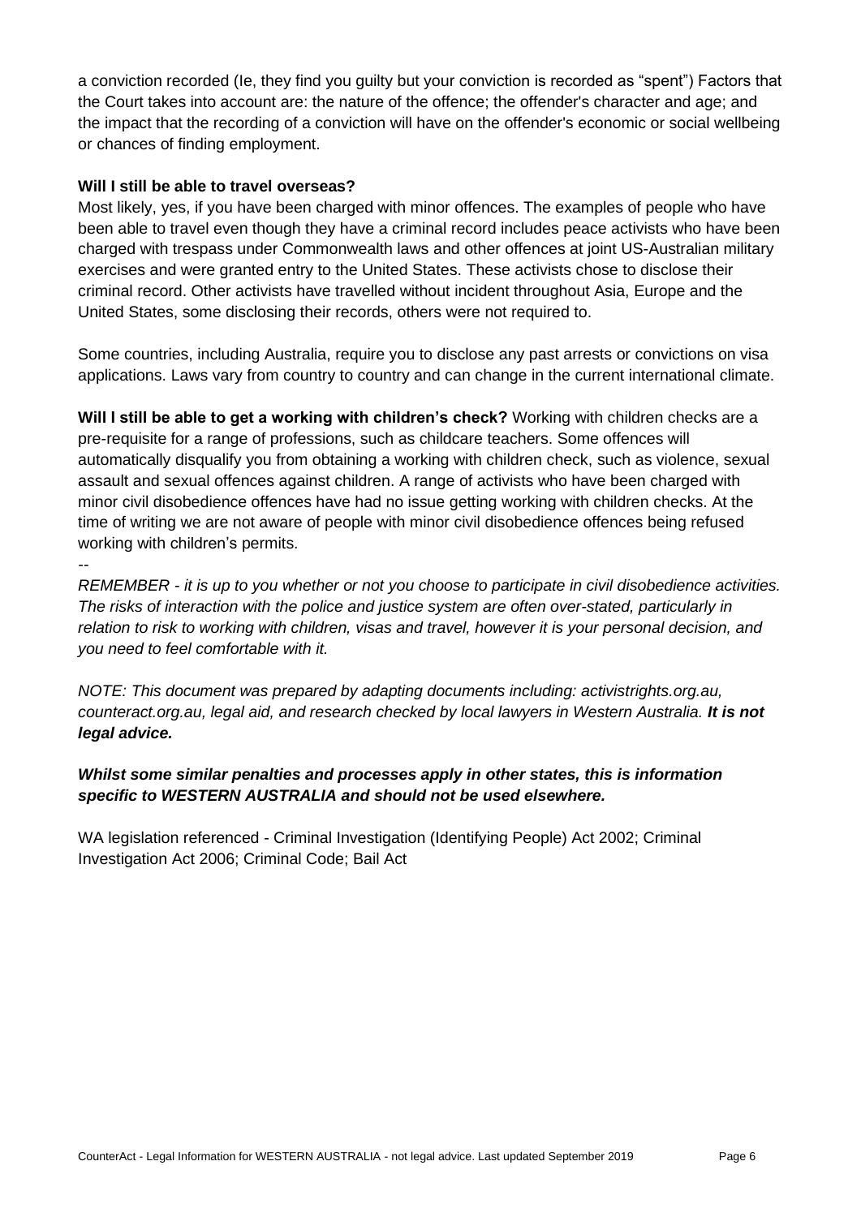a conviction recorded (Ie, they find you guilty but your conviction is recorded as "spent") Factors that the Court takes into account are: the nature of the offence; the offender's character and age; and the impact that the recording of a conviction will have on the offender's economic or social wellbeing or chances of finding employment.

**Will I still be able to travel overseas?**

Most likely, yes, if you have been charged with minor offences. The examples of people who have been able to travel even though they have a criminal record includes peace activists who have been charged with trespass under Commonwealth laws and other offences at joint US-Australian military exercises and were granted entry to the United States. These activists chose to disclose their criminal record. Other activists have travelled without incident throughout Asia, Europe and the United States, some disclosing their records, others were not required to.

Some countries, including Australia, require you to disclose any past arrests or convictions on visa applications. Laws vary from country to country and can change in the current international climate.

**Will I still be able to get a working with children's check?** Working with children checks are a pre-requisite for a range of professions, such as childcare teachers. Some offences will automatically disqualify you from obtaining a working with children check, such as violence, sexual assault and sexual offences against children. A range of activists who have been charged with minor civil disobedience offences have had no issue getting working with children checks. At the time of writing we are not aware of people with minor civil disobedience offences being refused working with children's permits.

--

*REMEMBER - it is up to you whether or not you choose to participate in civil disobedience activities. The risks of interaction with the police and justice system are often over-stated, particularly in relation to risk to working with children, visas and travel, however it is your personal decision, and you need to feel comfortable with it.*

*NOTE: This document was prepared by adapting documents including: activistrights.org.au, counteract.org.au, legal aid, and research checked by local lawyers in Western Australia.* ***It is not legal advice.***

***Whilst some similar penalties and processes apply in other states, this is information specific to WESTERN AUSTRALIA and should not be used elsewhere.***

WA legislation referenced - Criminal Investigation (Identifying People) Act 2002; Criminal Investigation Act 2006; Criminal Code; Bail Act